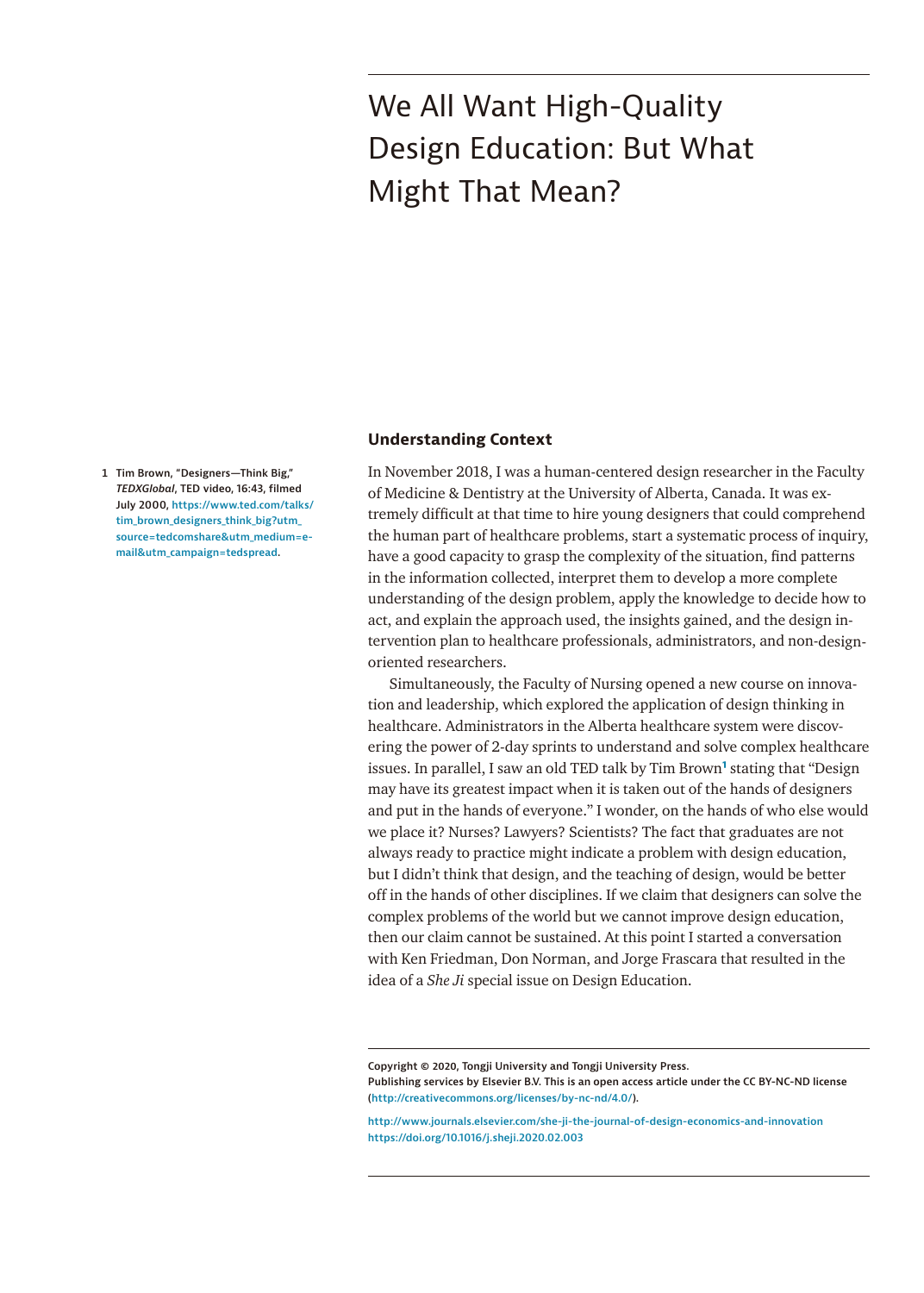# We All Want High-Quality Design Education: But What Might That Mean?

## Understanding Context

In November 2018, I was a human-centered design researcher in the Faculty of Medicine & Dentistry at the University of Alberta, Canada. It was extremely difficult at that time to hire young designers that could comprehend the human part of healthcare problems, start a systematic process of inquiry, have a good capacity to grasp the complexity of the situation, find patterns in the information collected, interpret them to develop a more complete understanding of the design problem, apply the knowledge to decide how to act, and explain the approach used, the insights gained, and the design intervention plan to healthcare professionals, administrators, and non-design-oriented researchers.

Simultaneously, the Faculty of Nursing opened a new course on innovation and leadership, which explored the application of design thinking in healthcare. Administrators in the Alberta healthcare system were discovering the power of 2-day sprints to understand and solve complex healthcare issues. In parallel, I saw an old TED talk by Tim Brown[1] stating that "Design may have its greatest impact when it is taken out of the hands of designers and put in the hands of everyone." I wonder, on the hands of who else would we place it? Nurses? Lawyers? Scientists? The fact that graduates are not always ready to practice might indicate a problem with design education, but I didn't think that design, and the teaching of design, would be better off in the hands of other disciplines. If we claim that designers can solve the complex problems of the world but we cannot improve design education, then our claim cannot be sustained. At this point I started a conversation with Ken Friedman, Don Norman, and Jorge Frascara that resulted in the idea of a *She Ji* special issue on Design Education.

1 Tim Brown, "Designers—Think Big," *TEDXGlobal*, TED video, 16:43, filmed July 2000, https://www.ted.com/talks/tim_brown_designers_think_big?utm_source=tedcomshare&utm_medium=email&utm_campaign=tedspread.

Copyright © 2020, Tongji University and Tongji University Press.
Publishing services by Elsevier B.V. This is an open access article under the CC BY-NC-ND license (http://creativecommons.org/licenses/by-nc-nd/4.0/).

http://www.journals.elsevier.com/she-ji-the-journal-of-design-economics-and-innovation
https://doi.org/10.1016/j.sheji.2020.02.003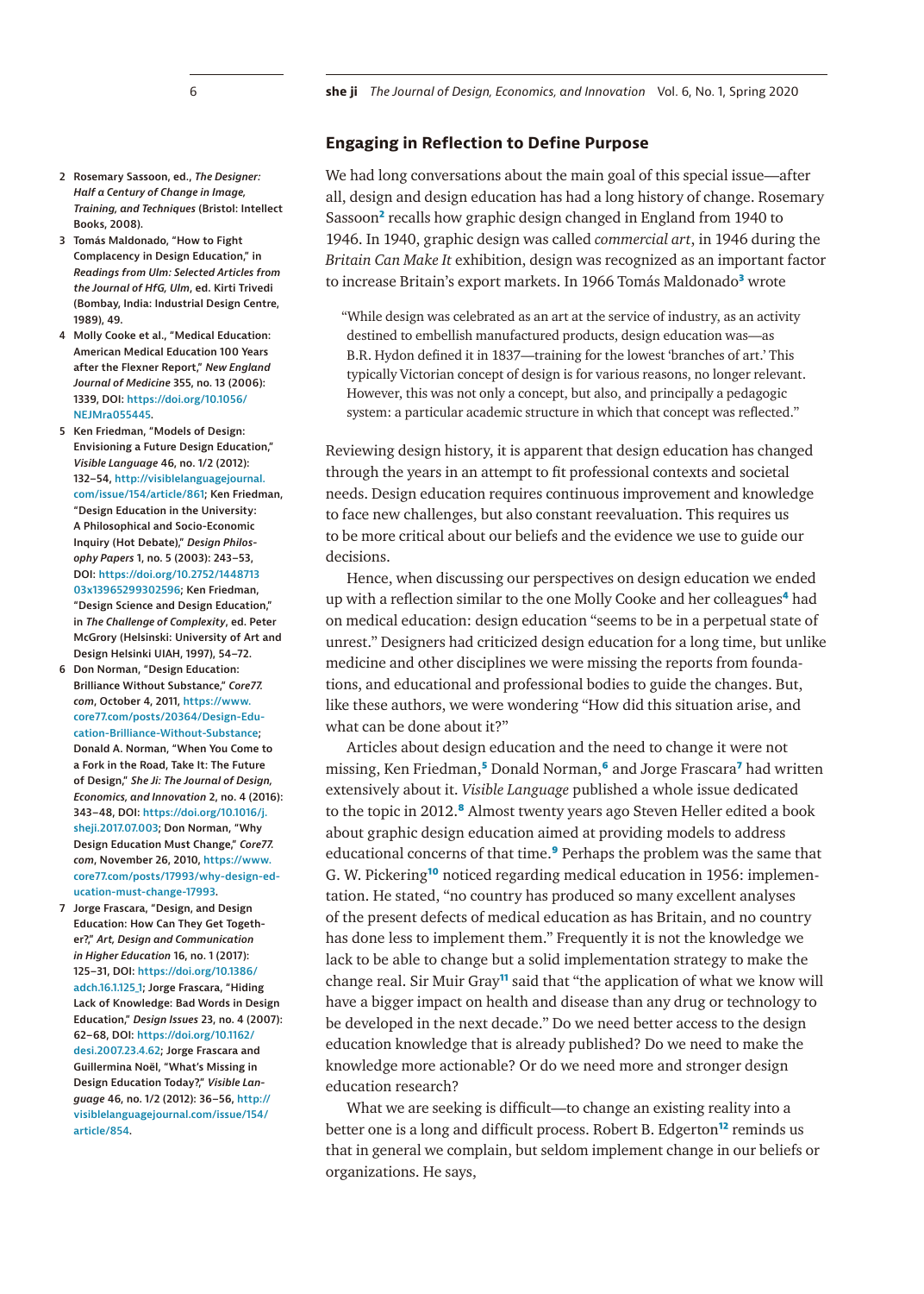## Engaging in Reflection to Define Purpose

We had long conversations about the main goal of this special issue—after all, design and design education has had a long history of change. Rosemary Sassoon[2] recalls how graphic design changed in England from 1940 to 1946. In 1940, graphic design was called *commercial art*, in 1946 during the *Britain Can Make It* exhibition, design was recognized as an important factor to increase Britain's export markets. In 1966 Tomás Maldonado[3] wrote

> "While design was celebrated as an art at the service of industry, as an activity destined to embellish manufactured products, design education was—as B.R. Hydon defined it in 1837—training for the lowest 'branches of art.' This typically Victorian concept of design is for various reasons, no longer relevant. However, this was not only a concept, but also, and principally a pedagogic system: a particular academic structure in which that concept was reflected."

Reviewing design history, it is apparent that design education has changed through the years in an attempt to fit professional contexts and societal needs. Design education requires continuous improvement and knowledge to face new challenges, but also constant reevaluation. This requires us to be more critical about our beliefs and the evidence we use to guide our decisions.

Hence, when discussing our perspectives on design education we ended up with a reflection similar to the one Molly Cooke and her colleagues[4] had on medical education: design education "seems to be in a perpetual state of unrest." Designers had criticized design education for a long time, but unlike medicine and other disciplines we were missing the reports from foundations, and educational and professional bodies to guide the changes. But, like these authors, we were wondering "How did this situation arise, and what can be done about it?"

Articles about design education and the need to change it were not missing, Ken Friedman,[5] Donald Norman,[6] and Jorge Frascara[7] had written extensively about it. *Visible Language* published a whole issue dedicated to the topic in 2012.[8] Almost twenty years ago Steven Heller edited a book about graphic design education aimed at providing models to address educational concerns of that time.[9] Perhaps the problem was the same that G. W. Pickering[10] noticed regarding medical education in 1956: implementation. He stated, "no country has produced so many excellent analyses of the present defects of medical education as has Britain, and no country has done less to implement them." Frequently it is not the knowledge we lack to be able to change but a solid implementation strategy to make the change real. Sir Muir Gray[11] said that "the application of what we know will have a bigger impact on health and disease than any drug or technology to be developed in the next decade." Do we need better access to the design education knowledge that is already published? Do we need to make the knowledge more actionable? Or do we need more and stronger design education research?

What we are seeking is difficult—to change an existing reality into a better one is a long and difficult process. Robert B. Edgerton[12] reminds us that in general we complain, but seldom implement change in our beliefs or organizations. He says,

---

2 Rosemary Sassoon, ed., *The Designer: Half a Century of Change in Image, Training, and Techniques* (Bristol: Intellect Books, 2008).

3 Tomás Maldonado, "How to Fight Complacency in Design Education," in *Readings from Ulm: Selected Articles from the Journal of HfG, Ulm*, ed. Kirti Trivedi (Bombay, India: Industrial Design Centre, 1989), 49.

4 Molly Cooke et al., "Medical Education: American Medical Education 100 Years after the Flexner Report," *New England Journal of Medicine* 355, no. 13 (2006): 1339, DOI: https://doi.org/10.1056/NEJMra055445.

5 Ken Friedman, "Models of Design: Envisioning a Future Design Education," *Visible Language* 46, no. 1/2 (2012): 132–54, http://visiblelanguagejournal.com/issue/154/article/861; Ken Friedman, "Design Education in the University: A Philosophical and Socio-Economic Inquiry (Hot Debate)," *Design Philosophy Papers* 1, no. 5 (2003): 243–53, DOI: https://doi.org/10.2752/144871303x13965299302596; Ken Friedman, "Design Science and Design Education," in *The Challenge of Complexity*, ed. Peter McGrory (Helsinki: University of Art and Design Helsinki UIAH, 1997), 54–72.

6 Don Norman, "Design Education: Brilliance Without Substance," *Core77.com*, October 4, 2011, https://www.core77.com/posts/20364/Design-Education-Brilliance-Without-Substance; Donald A. Norman, "When You Come to a Fork in the Road, Take It: The Future of Design," *She Ji: The Journal of Design, Economics, and Innovation* 2, no. 4 (2016): 343–48, DOI: https://doi.org/10.1016/j.sheji.2017.07.003; Don Norman, "Why Design Education Must Change," *Core77.com*, November 26, 2010, https://www.core77.com/posts/17993/why-design-education-must-change-17993.

7 Jorge Frascara, "Design, and Design Education: How Can They Get Together?," *Art, Design and Communication in Higher Education* 16, no. 1 (2017): 125–31, DOI: https://doi.org/10.1386/adch.16.1.125_1; Jorge Frascara, "Hiding Lack of Knowledge: Bad Words in Design Education," *Design Issues* 23, no. 4 (2007): 62–68, DOI: https://doi.org/10.1162/desi.2007.23.4.62; Jorge Frascara and Guillermina Noël, "What's Missing in Design Education Today?," *Visible Language* 46, no. 1/2 (2012): 36–56, http://visiblelanguagejournal.com/issue/154/article/854.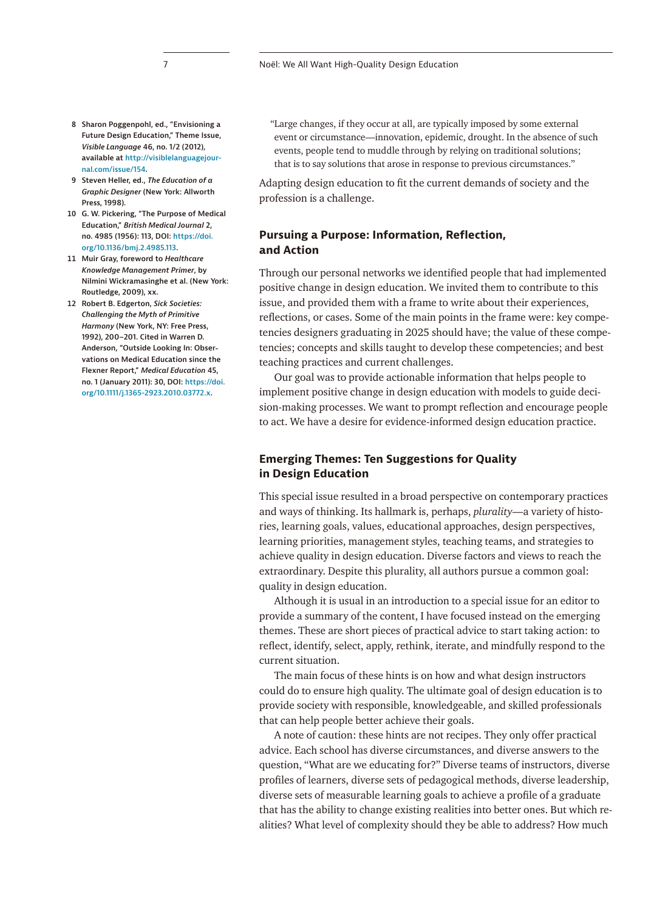"Large changes, if they occur at all, are typically imposed by some external event or circumstance—innovation, epidemic, drought. In the absence of such events, people tend to muddle through by relying on traditional solutions; that is to say solutions that arose in response to previous circumstances."

Adapting design education to fit the current demands of society and the profession is a challenge.

## Pursuing a Purpose: Information, Reflection, and Action

Through our personal networks we identified people that had implemented positive change in design education. We invited them to contribute to this issue, and provided them with a frame to write about their experiences, reflections, or cases. Some of the main points in the frame were: key competencies designers graduating in 2025 should have; the value of these competencies; concepts and skills taught to develop these competencies; and best teaching practices and current challenges.

Our goal was to provide actionable information that helps people to implement positive change in design education with models to guide decision-making processes. We want to prompt reflection and encourage people to act. We have a desire for evidence-informed design education practice.

## Emerging Themes: Ten Suggestions for Quality in Design Education

This special issue resulted in a broad perspective on contemporary practices and ways of thinking. Its hallmark is, perhaps, *plurality*—a variety of histories, learning goals, values, educational approaches, design perspectives, learning priorities, management styles, teaching teams, and strategies to achieve quality in design education. Diverse factors and views to reach the extraordinary. Despite this plurality, all authors pursue a common goal: quality in design education.

Although it is usual in an introduction to a special issue for an editor to provide a summary of the content, I have focused instead on the emerging themes. These are short pieces of practical advice to start taking action: to reflect, identify, select, apply, rethink, iterate, and mindfully respond to the current situation.

The main focus of these hints is on how and what design instructors could do to ensure high quality. The ultimate goal of design education is to provide society with responsible, knowledgeable, and skilled professionals that can help people better achieve their goals.

A note of caution: these hints are not recipes. They only offer practical advice. Each school has diverse circumstances, and diverse answers to the question, "What are we educating for?" Diverse teams of instructors, diverse profiles of learners, diverse sets of pedagogical methods, diverse leadership, diverse sets of measurable learning goals to achieve a profile of a graduate that has the ability to change existing realities into better ones. But which realities? What level of complexity should they be able to address? How much

8 Sharon Poggenpohl, ed., "Envisioning a Future Design Education," Theme Issue, *Visible Language* 46, no. 1/2 (2012), available at http://visiblelanguagejournal.com/issue/154.

9 Steven Heller, ed., *The Education of a Graphic Designer* (New York: Allworth Press, 1998).

10 G. W. Pickering, "The Purpose of Medical Education," *British Medical Journal* 2, no. 4985 (1956): 113, DOI: https://doi.org/10.1136/bmj.2.4985.113.

11 Muir Gray, foreword to *Healthcare Knowledge Management Primer*, by Nilmini Wickramasinghe et al. (New York: Routledge, 2009), xx.

12 Robert B. Edgerton, *Sick Societies: Challenging the Myth of Primitive Harmony* (New York, NY: Free Press, 1992), 200–201. Cited in Warren D. Anderson, "Outside Looking In: Observations on Medical Education since the Flexner Report," *Medical Education* 45, no. 1 (January 2011): 30, DOI: https://doi.org/10.1111/j.1365-2923.2010.03772.x.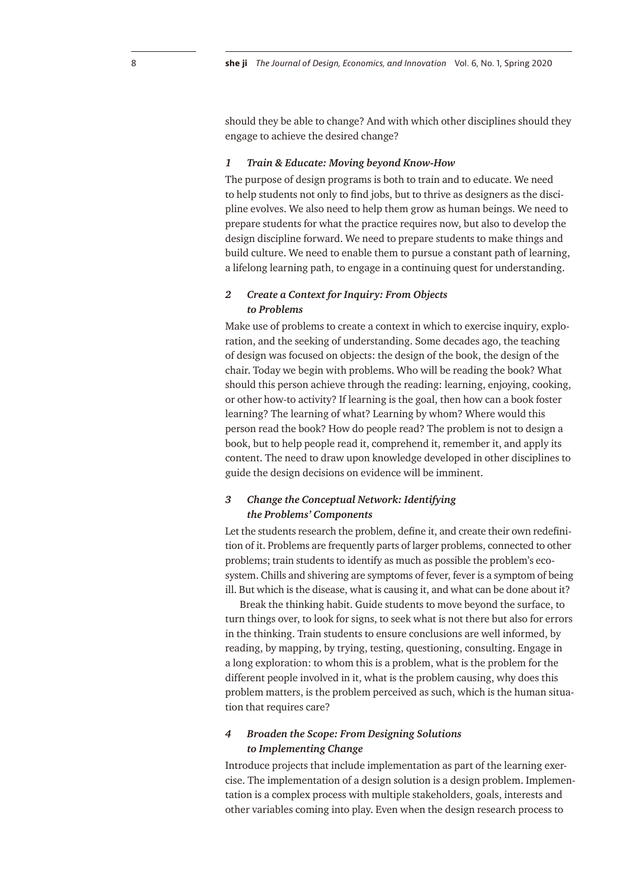should they be able to change? And with which other disciplines should they engage to achieve the desired change?

### *1 Train & Educate: Moving beyond Know-How*

The purpose of design programs is both to train and to educate. We need to help students not only to find jobs, but to thrive as designers as the discipline evolves. We also need to help them grow as human beings. We need to prepare students for what the practice requires now, but also to develop the design discipline forward. We need to prepare students to make things and build culture. We need to enable them to pursue a constant path of learning, a lifelong learning path, to engage in a continuing quest for understanding.

### *2 Create a Context for Inquiry: From Objects to Problems*

Make use of problems to create a context in which to exercise inquiry, exploration, and the seeking of understanding. Some decades ago, the teaching of design was focused on objects: the design of the book, the design of the chair. Today we begin with problems. Who will be reading the book? What should this person achieve through the reading: learning, enjoying, cooking, or other how-to activity? If learning is the goal, then how can a book foster learning? The learning of what? Learning by whom? Where would this person read the book? How do people read? The problem is not to design a book, but to help people read it, comprehend it, remember it, and apply its content. The need to draw upon knowledge developed in other disciplines to guide the design decisions on evidence will be imminent.

### *3 Change the Conceptual Network: Identifying the Problems' Components*

Let the students research the problem, define it, and create their own redefinition of it. Problems are frequently parts of larger problems, connected to other problems; train students to identify as much as possible the problem's ecosystem. Chills and shivering are symptoms of fever, fever is a symptom of being ill. But which is the disease, what is causing it, and what can be done about it?

Break the thinking habit. Guide students to move beyond the surface, to turn things over, to look for signs, to seek what is not there but also for errors in the thinking. Train students to ensure conclusions are well informed, by reading, by mapping, by trying, testing, questioning, consulting. Engage in a long exploration: to whom this is a problem, what is the problem for the different people involved in it, what is the problem causing, why does this problem matters, is the problem perceived as such, which is the human situation that requires care?

### *4 Broaden the Scope: From Designing Solutions to Implementing Change*

Introduce projects that include implementation as part of the learning exercise. The implementation of a design solution is a design problem. Implementation is a complex process with multiple stakeholders, goals, interests and other variables coming into play. Even when the design research process to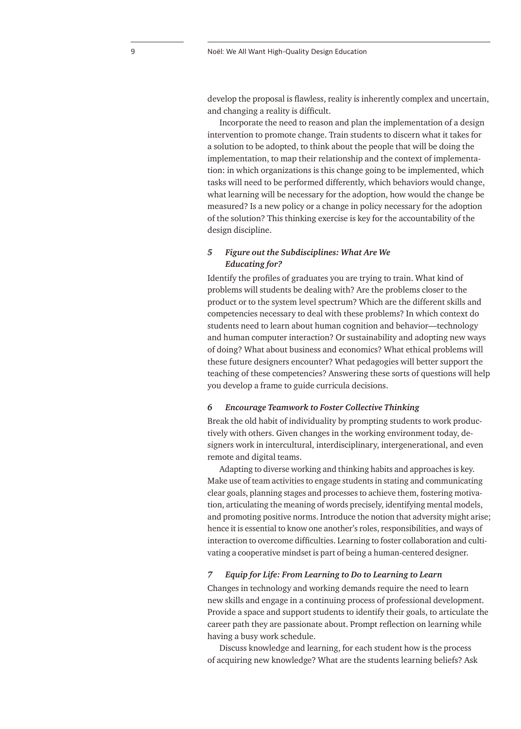develop the proposal is flawless, reality is inherently complex and uncertain, and changing a reality is difficult.

Incorporate the need to reason and plan the implementation of a design intervention to promote change. Train students to discern what it takes for a solution to be adopted, to think about the people that will be doing the implementation, to map their relationship and the context of implementation: in which organizations is this change going to be implemented, which tasks will need to be performed differently, which behaviors would change, what learning will be necessary for the adoption, how would the change be measured? Is a new policy or a change in policy necessary for the adoption of the solution? This thinking exercise is key for the accountability of the design discipline.

### *5 Figure out the Subdisciplines: What Are We Educating for?*

Identify the profiles of graduates you are trying to train. What kind of problems will students be dealing with? Are the problems closer to the product or to the system level spectrum? Which are the different skills and competencies necessary to deal with these problems? In which context do students need to learn about human cognition and behavior—technology and human computer interaction? Or sustainability and adopting new ways of doing? What about business and economics? What ethical problems will these future designers encounter? What pedagogies will better support the teaching of these competencies? Answering these sorts of questions will help you develop a frame to guide curricula decisions.

### *6 Encourage Teamwork to Foster Collective Thinking*

Break the old habit of individuality by prompting students to work productively with others. Given changes in the working environment today, designers work in intercultural, interdisciplinary, intergenerational, and even remote and digital teams.

Adapting to diverse working and thinking habits and approaches is key. Make use of team activities to engage students in stating and communicating clear goals, planning stages and processes to achieve them, fostering motivation, articulating the meaning of words precisely, identifying mental models, and promoting positive norms. Introduce the notion that adversity might arise; hence it is essential to know one another's roles, responsibilities, and ways of interaction to overcome difficulties. Learning to foster collaboration and cultivating a cooperative mindset is part of being a human-centered designer.

### *7 Equip for Life: From Learning to Do to Learning to Learn*

Changes in technology and working demands require the need to learn new skills and engage in a continuing process of professional development. Provide a space and support students to identify their goals, to articulate the career path they are passionate about. Prompt reflection on learning while having a busy work schedule.

Discuss knowledge and learning, for each student how is the process of acquiring new knowledge? What are the students learning beliefs? Ask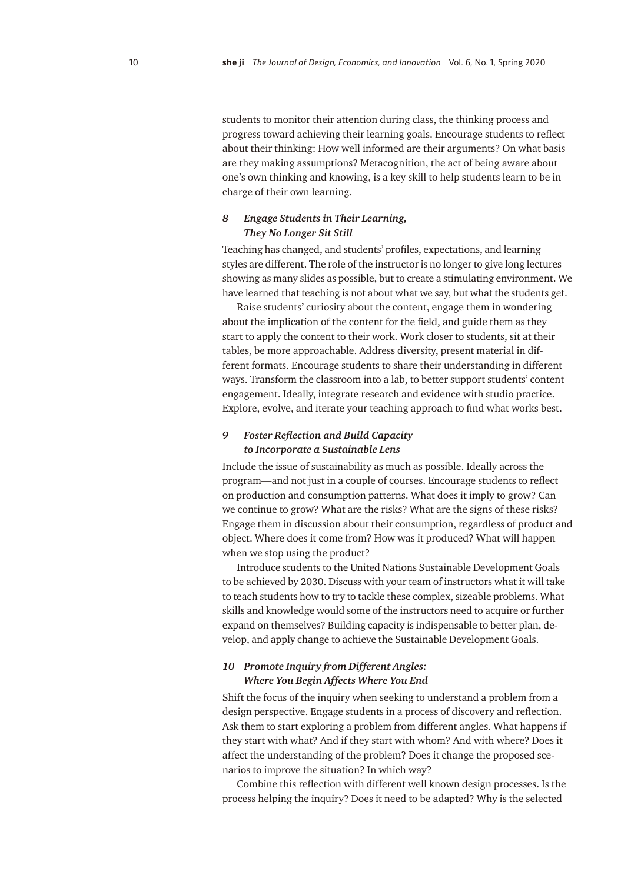students to monitor their attention during class, the thinking process and progress toward achieving their learning goals. Encourage students to reflect about their thinking: How well informed are their arguments? On what basis are they making assumptions? Metacognition, the act of being aware about one's own thinking and knowing, is a key skill to help students learn to be in charge of their own learning.

### *8 Engage Students in Their Learning, They No Longer Sit Still*

Teaching has changed, and students' profiles, expectations, and learning styles are different. The role of the instructor is no longer to give long lectures showing as many slides as possible, but to create a stimulating environment. We have learned that teaching is not about what we say, but what the students get.

Raise students' curiosity about the content, engage them in wondering about the implication of the content for the field, and guide them as they start to apply the content to their work. Work closer to students, sit at their tables, be more approachable. Address diversity, present material in different formats. Encourage students to share their understanding in different ways. Transform the classroom into a lab, to better support students' content engagement. Ideally, integrate research and evidence with studio practice. Explore, evolve, and iterate your teaching approach to find what works best.

### *9 Foster Reflection and Build Capacity to Incorporate a Sustainable Lens*

Include the issue of sustainability as much as possible. Ideally across the program—and not just in a couple of courses. Encourage students to reflect on production and consumption patterns. What does it imply to grow? Can we continue to grow? What are the risks? What are the signs of these risks? Engage them in discussion about their consumption, regardless of product and object. Where does it come from? How was it produced? What will happen when we stop using the product?

Introduce students to the United Nations Sustainable Development Goals to be achieved by 2030. Discuss with your team of instructors what it will take to teach students how to try to tackle these complex, sizeable problems. What skills and knowledge would some of the instructors need to acquire or further expand on themselves? Building capacity is indispensable to better plan, develop, and apply change to achieve the Sustainable Development Goals.

### *10 Promote Inquiry from Different Angles: Where You Begin Affects Where You End*

Shift the focus of the inquiry when seeking to understand a problem from a design perspective. Engage students in a process of discovery and reflection. Ask them to start exploring a problem from different angles. What happens if they start with what? And if they start with whom? And with where? Does it affect the understanding of the problem? Does it change the proposed scenarios to improve the situation? In which way?

Combine this reflection with different well known design processes. Is the process helping the inquiry? Does it need to be adapted? Why is the selected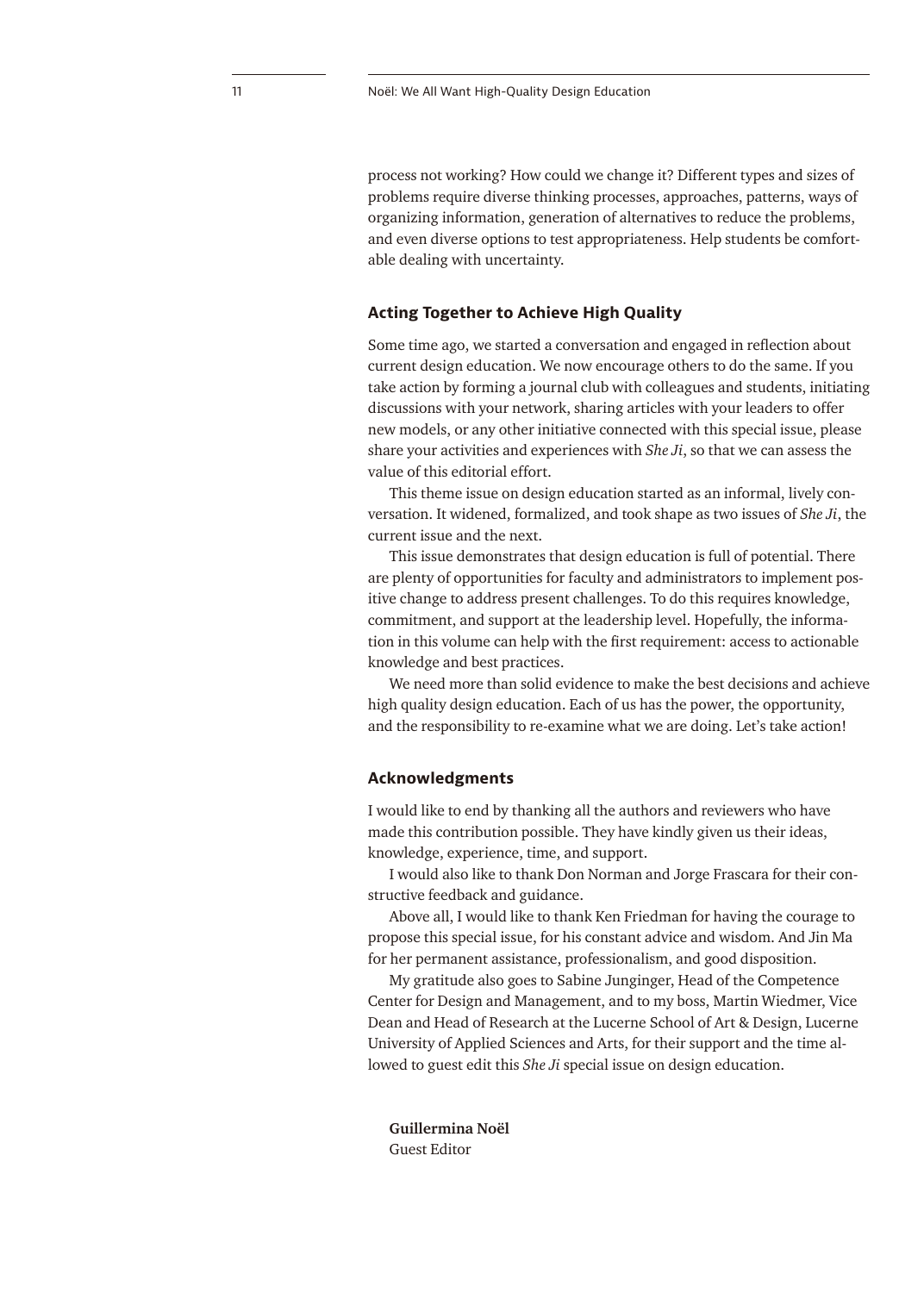process not working? How could we change it? Different types and sizes of problems require diverse thinking processes, approaches, patterns, ways of organizing information, generation of alternatives to reduce the problems, and even diverse options to test appropriateness. Help students be comfortable dealing with uncertainty.

## Acting Together to Achieve High Quality

Some time ago, we started a conversation and engaged in reflection about current design education. We now encourage others to do the same. If you take action by forming a journal club with colleagues and students, initiating discussions with your network, sharing articles with your leaders to offer new models, or any other initiative connected with this special issue, please share your activities and experiences with *She Ji*, so that we can assess the value of this editorial effort.

This theme issue on design education started as an informal, lively conversation. It widened, formalized, and took shape as two issues of *She Ji*, the current issue and the next.

This issue demonstrates that design education is full of potential. There are plenty of opportunities for faculty and administrators to implement positive change to address present challenges. To do this requires knowledge, commitment, and support at the leadership level. Hopefully, the information in this volume can help with the first requirement: access to actionable knowledge and best practices.

We need more than solid evidence to make the best decisions and achieve high quality design education. Each of us has the power, the opportunity, and the responsibility to re-examine what we are doing. Let's take action!

## Acknowledgments

I would like to end by thanking all the authors and reviewers who have made this contribution possible. They have kindly given us their ideas, knowledge, experience, time, and support.

I would also like to thank Don Norman and Jorge Frascara for their constructive feedback and guidance.

Above all, I would like to thank Ken Friedman for having the courage to propose this special issue, for his constant advice and wisdom. And Jin Ma for her permanent assistance, professionalism, and good disposition.

My gratitude also goes to Sabine Junginger, Head of the Competence Center for Design and Management, and to my boss, Martin Wiedmer, Vice Dean and Head of Research at the Lucerne School of Art & Design, Lucerne University of Applied Sciences and Arts, for their support and the time allowed to guest edit this *She Ji* special issue on design education.

**Guillermina Noël**
Guest Editor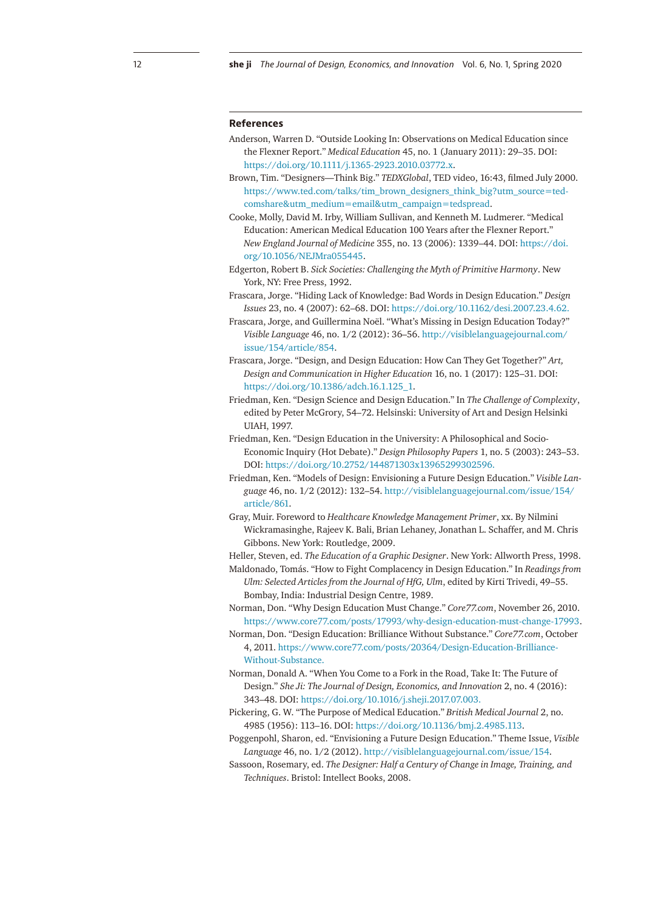## References

Anderson, Warren D. "Outside Looking In: Observations on Medical Education since the Flexner Report." *Medical Education* 45, no. 1 (January 2011): 29–35. DOI: https://doi.org/10.1111/j.1365-2923.2010.03772.x.

Brown, Tim. "Designers—Think Big." *TEDXGlobal*, TED video, 16:43, filmed July 2000. https://www.ted.com/talks/tim_brown_designers_think_big?utm_source=tedcomshare&utm_medium=email&utm_campaign=tedspread.

Cooke, Molly, David M. Irby, William Sullivan, and Kenneth M. Ludmerer. "Medical Education: American Medical Education 100 Years after the Flexner Report." *New England Journal of Medicine* 355, no. 13 (2006): 1339–44. DOI: https://doi.org/10.1056/NEJMra055445.

Edgerton, Robert B. *Sick Societies: Challenging the Myth of Primitive Harmony*. New York, NY: Free Press, 1992.

Frascara, Jorge. "Hiding Lack of Knowledge: Bad Words in Design Education." *Design Issues* 23, no. 4 (2007): 62–68. DOI: https://doi.org/10.1162/desi.2007.23.4.62.

Frascara, Jorge, and Guillermina Noël. "What's Missing in Design Education Today?" *Visible Language* 46, no. 1/2 (2012): 36–56. http://visiblelanguagejournal.com/issue/154/article/854.

Frascara, Jorge. "Design, and Design Education: How Can They Get Together?" *Art, Design and Communication in Higher Education* 16, no. 1 (2017): 125–31. DOI: https://doi.org/10.1386/adch.16.1.125_1.

Friedman, Ken. "Design Science and Design Education." In *The Challenge of Complexity*, edited by Peter McGrory, 54–72. Helsinki: University of Art and Design Helsinki UIAH, 1997.

Friedman, Ken. "Design Education in the University: A Philosophical and Socio-Economic Inquiry (Hot Debate)." *Design Philosophy Papers* 1, no. 5 (2003): 243–53. DOI: https://doi.org/10.2752/144871303x13965299302596.

Friedman, Ken. "Models of Design: Envisioning a Future Design Education." *Visible Language* 46, no. 1/2 (2012): 132–54. http://visiblelanguagejournal.com/issue/154/article/861.

Gray, Muir. Foreword to *Healthcare Knowledge Management Primer*, xx. By Nilmini Wickramasinghe, Rajeev K. Bali, Brian Lehaney, Jonathan L. Schaffer, and M. Chris Gibbons. New York: Routledge, 2009.

Heller, Steven, ed. *The Education of a Graphic Designer*. New York: Allworth Press, 1998.

Maldonado, Tomás. "How to Fight Complacency in Design Education." In *Readings from Ulm: Selected Articles from the Journal of HfG, Ulm*, edited by Kirti Trivedi, 49–55. Bombay, India: Industrial Design Centre, 1989.

Norman, Don. "Why Design Education Must Change." *Core77.com*, November 26, 2010. https://www.core77.com/posts/17993/why-design-education-must-change-17993.

Norman, Don. "Design Education: Brilliance Without Substance." *Core77.com*, October 4, 2011. https://www.core77.com/posts/20364/Design-Education-Brilliance-Without-Substance.

Norman, Donald A. "When You Come to a Fork in the Road, Take It: The Future of Design." *She Ji: The Journal of Design, Economics, and Innovation* 2, no. 4 (2016): 343–48. DOI: https://doi.org/10.1016/j.sheji.2017.07.003.

Pickering, G. W. "The Purpose of Medical Education." *British Medical Journal* 2, no. 4985 (1956): 113–16. DOI: https://doi.org/10.1136/bmj.2.4985.113.

Poggenpohl, Sharon, ed. "Envisioning a Future Design Education." Theme Issue, *Visible Language* 46, no. 1/2 (2012). http://visiblelanguagejournal.com/issue/154.

Sassoon, Rosemary, ed. *The Designer: Half a Century of Change in Image, Training, and Techniques*. Bristol: Intellect Books, 2008.